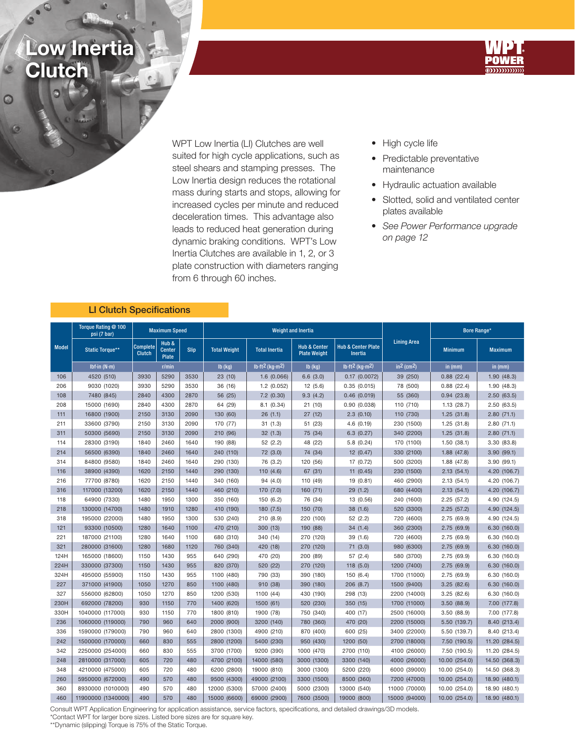# Low Inertia Clutch

WPT Low Inertia (LI) Clutches are well suited for high cycle applications, such as steel shears and stamping presses. The Low Inertia design reduces the rotational mass during starts and stops, allowing for increased cycles per minute and reduced deceleration times. This advantage also leads to reduced heat generation during dynamic braking conditions. WPT's Low Inertia Clutches are available in 1, 2, or 3 plate construction with diameters ranging from 6 through 60 inches.

- High cycle life
- Predictable preventative maintenance
- Hydraulic actuation available
- Slotted, solid and ventilated center plates available
- *See Power Performance upgrade on page 12*

## LI Clutch Specifications

| Model | Torque Rating @ 100 psi (7 bar) | Maximum Speed | | | Weight and Inertia | | | | Lining Area | Bore Range* | |
|---|---|---|---|---|---|---|---|---|---|---|---|
| | Static Torque** | Complete Clutch | Hub & Center Plate | Slip | Total Weight | Total Inertia | Hub & Center Plate Weight | Hub & Center Plate Inertia | | Minimum | Maximum |
| | lbf·in (N·m) | r/min | | | lb (kg) | lb·ft² (kg·m²) | lb (kg) | lb·ft² (kg·m²) | in² (cm²) | in (mm) | in (mm) |
| 106 | 4520 (510) | 3930 | 5290 | 3530 | 23 (10) | 1.6 (0.066) | 6.6 (3.0) | 0.17 (0.0072) | 39 (250) | 0.88 (22.4) | 1.90 (48.3) |
| 206 | 9030 (1020) | 3930 | 5290 | 3530 | 36 (16) | 1.2 (0.052) | 12 (5.6) | 0.35 (0.015) | 78 (500) | 0.88 (22.4) | 1.90 (48.3) |
| 108 | 7480 (845) | 2840 | 4300 | 2870 | 56 (25) | 7.2 (0.30) | 9.3 (4.2) | 0.46 (0.019) | 55 (360) | 0.94 (23.8) | 2.50 (63.5) |
| 208 | 15000 (1690) | 2840 | 4300 | 2870 | 64 (29) | 8.1 (0.34) | 21 (10) | 0.90 (0.038) | 110 (710) | 1.13 (28.7) | 2.50 (63.5) |
| 111 | 16800 (1900) | 2150 | 3130 | 2090 | 130 (60) | 26 (1.1) | 27 (12) | 2.3 (0.10) | 110 (730) | 1.25 (31.8) | 2.80 (71.1) |
| 211 | 33600 (3790) | 2150 | 3130 | 2090 | 170 (77) | 31 (1.3) | 51 (23) | 4.6 (0.19) | 230 (1500) | 1.25 (31.8) | 2.80 (71.1) |
| 311 | 50300 (5690) | 2150 | 3130 | 2090 | 210 (96) | 32 (1.3) | 75 (34) | 6.3 (0.27) | 340 (2200) | 1.25 (31.8) | 2.80 (71.1) |
| 114 | 28300 (3190) | 1840 | 2460 | 1640 | 190 (88) | 52 (2.2) | 48 (22) | 5.8 (0.24) | 170 (1100) | 1.50 (38.1) | 3.30 (83.8) |
| 214 | 56500 (6390) | 1840 | 2460 | 1640 | 240 (110) | 72 (3.0) | 74 (34) | 12 (0.47) | 330 (2100) | 1.88 (47.8) | 3.90 (99.1) |
| 314 | 84800 (9580) | 1840 | 2460 | 1640 | 290 (130) | 76 (3.2) | 120 (56) | 17 (0.72) | 500 (3200) | 1.88 (47.8) | 3.90 (99.1) |
| 116 | 38900 (4390) | 1620 | 2150 | 1440 | 290 (130) | 110 (4.6) | 67 (31) | 11 (0.45) | 230 (1500) | 2.13 (54.1) | 4.20 (106.7) |
| 216 | 77700 (8780) | 1620 | 2150 | 1440 | 340 (160) | 94 (4.0) | 110 (49) | 19 (0.81) | 460 (2900) | 2.13 (54.1) | 4.20 (106.7) |
| 316 | 117000 (13200) | 1620 | 2150 | 1440 | 460 (210) | 170 (7.0) | 160 (71) | 29 (1.2) | 680 (4400) | 2.13 (54.1) | 4.20 (106.7) |
| 118 | 64900 (7330) | 1480 | 1950 | 1300 | 350 (160) | 150 (6.2) | 76 (34) | 13 (0.56) | 240 (1600) | 2.25 (57.2) | 4.90 (124.5) |
| 218 | 130000 (14700) | 1480 | 1910 | 1280 | 410 (190) | 180 (7.5) | 150 (70) | 38 (1.6) | 520 (3300) | 2.25 (57.2) | 4.90 (124.5) |
| 318 | 195000 (22000) | 1480 | 1950 | 1300 | 530 (240) | 210 (8.9) | 220 (100) | 52 (2.2) | 720 (4600) | 2.75 (69.9) | 4.90 (124.5) |
| 121 | 93300 (10500) | 1280 | 1640 | 1100 | 470 (210) | 300 (13) | 190 (88) | 34 (1.4) | 360 (2300) | 2.75 (69.9) | 6.30 (160.0) |
| 221 | 187000 (21100) | 1280 | 1640 | 1100 | 680 (310) | 340 (14) | 270 (120) | 39 (1.6) | 720 (4600) | 2.75 (69.9) | 6.30 (160.0) |
| 321 | 280000 (31600) | 1280 | 1680 | 1120 | 760 (340) | 420 (18) | 270 (120) | 71 (3.0) | 980 (6300) | 2.75 (69.9) | 6.30 (160.0) |
| 124H | 165000 (18600) | 1150 | 1430 | 955 | 640 (290) | 470 (20) | 200 (89) | 57 (2.4) | 580 (3700) | 2.75 (69.9) | 6.30 (160.0) |
| 224H | 330000 (37300) | 1150 | 1430 | 955 | 820 (370) | 520 (22) | 270 (120) | 118 (5.0) | 1200 (7400) | 2.75 (69.9) | 6.30 (160.0) |
| 324H | 495000 (55900) | 1150 | 1430 | 955 | 1100 (480) | 790 (33) | 390 (180) | 150 (6.4) | 1700 (11000) | 2.75 (69.9) | 6.30 (160.0) |
| 227 | 371000 (41900) | 1050 | 1270 | 850 | 1100 (480) | 910 (38) | 390 (180) | 206 (8.7) | 1500 (9400) | 3.25 (82.6) | 6.30 (160.0) |
| 327 | 556000 (62800) | 1050 | 1270 | 850 | 1200 (530) | 1100 (44) | 430 (190) | 298 (13) | 2200 (14000) | 3.25 (82.6) | 6.30 (160.0) |
| 230H | 692000 (78200) | 930 | 1150 | 770 | 1400 (620) | 1500 (61) | 520 (230) | 350 (15) | 1700 (11000) | 3.50 (88.9) | 7.00 (177.8) |
| 330H | 1040000 (117000) | 930 | 1150 | 770 | 1800 (810) | 1900 (78) | 750 (340) | 400 (17) | 2500 (16000) | 3.50 (88.9) | 7.00 (177.8) |
| 236 | 1060000 (119000) | 790 | 960 | 640 | 2000 (900) | 3200 (140) | 780 (360) | 470 (20) | 2200 (15000) | 5.50 (139.7) | 8.40 (213.4) |
| 336 | 1590000 (179000) | 790 | 960 | 640 | 2800 (1300) | 4900 (210) | 870 (400) | 600 (25) | 3400 (22000) | 5.50 (139.7) | 8.40 (213.4) |
| 242 | 1500000 (170000) | 660 | 830 | 555 | 2800 (1200) | 5400 (230) | 950 (430) | 1200 (50) | 2700 (18000) | 7.50 (190.5) | 11.20 (284.5) |
| 342 | 2250000 (254000) | 660 | 830 | 555 | 3700 (1700) | 9200 (390) | 1000 (470) | 2700 (110) | 4100 (26000) | 7.50 (190.5) | 11.20 (284.5) |
| 248 | 2810000 (317000) | 605 | 720 | 480 | 4700 (2100) | 14000 (580) | 3000 (1300) | 3300 (140) | 4000 (26000) | 10.00 (254.0) | 14.50 (368.3) |
| 348 | 4210000 (475000) | 605 | 720 | 480 | 6200 (2800) | 19000 (810) | 3000 (1300) | 5200 (220) | 6000 (39000) | 10.00 (254.0) | 14.50 (368.3) |
| 260 | 5950000 (672000) | 490 | 570 | 480 | 9500 (4300) | 49000 (2100) | 3300 (1500) | 8500 (360) | 7200 (47000) | 10.00 (254.0) | 18.90 (480.1) |
| 360 | 8930000 (1010000) | 490 | 570 | 480 | 12000 (5300) | 57000 (2400) | 5000 (2300) | 13000 (540) | 11000 (70000) | 10.00 (254.0) | 18.90 (480.1) |
| 460 | 11900000 (1340000) | 490 | 570 | 480 | 15000 (6600) | 69000 (2900) | 7600 (3500) | 19000 (800) | 15000 (94000) | 10.00 (254.0) | 18.90 (480.1) |

Consult WPT Application Engineering for application assistance, service factors, specifications, and detailed drawings/3D models.

*Contact WPT for larger bore sizes. Listed bore sizes are for square key.

**Dynamic (slipping) Torque is 75% of the Static Torque.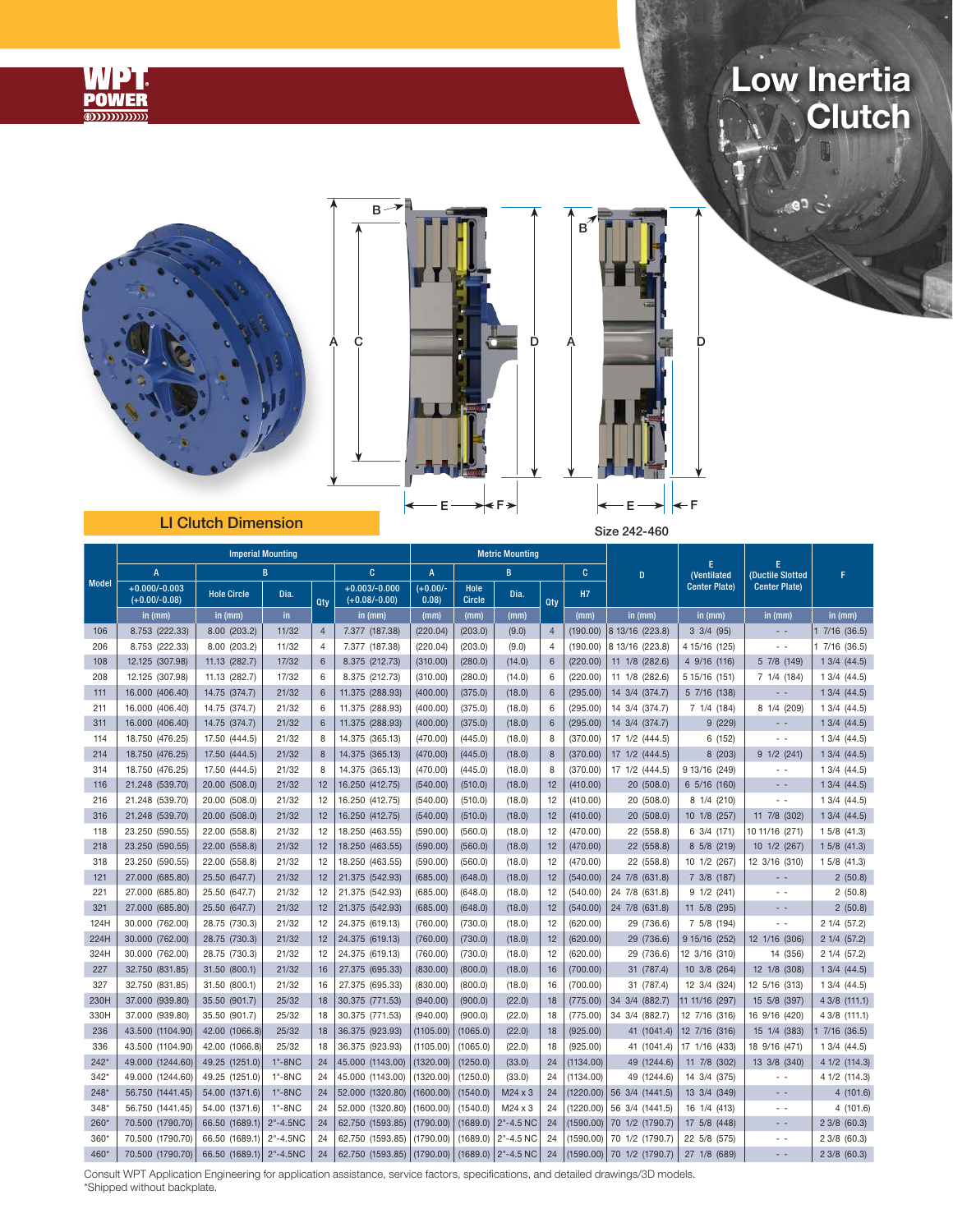# Low Inertia Clutch

A C D A D

B B

E F E F

Size 242-460

## LI Clutch Dimension

| Model | Imperial Mounting | | | | | Metric Mounting | | | | | D | E (Ventilated Center Plate) | E (Ductile Slotted Center Plate) | F |
|---|---|---|---|---|---|---|---|---|---|---|---|---|---|---|
| | A | B | | | C | A | B | | | C | | | | |
| | +0.000/-0.003 (+0.00/-0.08) | Hole Circle | Dia. | Qty | +0.003/-0.000 (+0.08/-0.00) | (+0.00/-0.08) | Hole Circle | Dia. | Qty | H7 | | | | |
| | in (mm) | in (mm) | in | | in (mm) | (mm) | (mm) | (mm) | | (mm) | in (mm) | in (mm) | in (mm) | in (mm) |
| 106 | 8.753 (222.33) | 8.00 (203.2) | 11/32 | 4 | 7.377 (187.38) | (220.04) | (203.0) | (9.0) | 4 | (190.00) | 8 13/16 (223.8) | 3 3/4 (95) | - - | 1 7/16 (36.5) |
| 206 | 8.753 (222.33) | 8.00 (203.2) | 11/32 | 4 | 7.377 (187.38) | (220.04) | (203.0) | (9.0) | 4 | (190.00) | 8 13/16 (223.8) | 4 15/16 (125) | - - | 1 7/16 (36.5) |
| 108 | 12.125 (307.98) | 11.13 (282.7) | 17/32 | 6 | 8.375 (212.73) | (310.00) | (280.0) | (14.0) | 6 | (220.00) | 11 1/8 (282.6) | 4 9/16 (116) | 5 7/8 (149) | 1 3/4 (44.5) |
| 208 | 12.125 (307.98) | 11.13 (282.7) | 17/32 | 6 | 8.375 (212.73) | (310.00) | (280.0) | (14.0) | 6 | (220.00) | 11 1/8 (282.6) | 5 15/16 (151) | 7 1/4 (184) | 1 3/4 (44.5) |
| 111 | 16.000 (406.40) | 14.75 (374.7) | 21/32 | 6 | 11.375 (288.93) | (400.00) | (375.0) | (18.0) | 6 | (295.00) | 14 3/4 (374.7) | 5 7/16 (138) | - - | 1 3/4 (44.5) |
| 211 | 16.000 (406.40) | 14.75 (374.7) | 21/32 | 6 | 11.375 (288.93) | (400.00) | (375.0) | (18.0) | 6 | (295.00) | 14 3/4 (374.7) | 7 1/4 (184) | 8 1/4 (209) | 1 3/4 (44.5) |
| 311 | 16.000 (406.40) | 14.75 (374.7) | 21/32 | 6 | 11.375 (288.93) | (400.00) | (375.0) | (18.0) | 6 | (295.00) | 14 3/4 (374.7) | 9 (229) | - - | 1 3/4 (44.5) |
| 114 | 18.750 (476.25) | 17.50 (444.5) | 21/32 | 8 | 14.375 (365.13) | (470.00) | (445.0) | (18.0) | 8 | (370.00) | 17 1/2 (444.5) | 6 (152) | - - | 1 3/4 (44.5) |
| 214 | 18.750 (476.25) | 17.50 (444.5) | 21/32 | 8 | 14.375 (365.13) | (470.00) | (445.0) | (18.0) | 8 | (370.00) | 17 1/2 (444.5) | 8 (203) | 9 1/2 (241) | 1 3/4 (44.5) |
| 314 | 18.750 (476.25) | 17.50 (444.5) | 21/32 | 8 | 14.375 (365.13) | (470.00) | (445.0) | (18.0) | 8 | (370.00) | 17 1/2 (444.5) | 9 13/16 (249) | - - | 1 3/4 (44.5) |
| 116 | 21.248 (539.70) | 20.00 (508.0) | 21/32 | 12 | 16.250 (412.75) | (540.00) | (510.0) | (18.0) | 12 | (410.00) | 20 (508.0) | 6 5/16 (160) | - - | 1 3/4 (44.5) |
| 216 | 21.248 (539.70) | 20.00 (508.0) | 21/32 | 12 | 16.250 (412.75) | (540.00) | (510.0) | (18.0) | 12 | (410.00) | 20 (508.0) | 8 1/4 (210) | - - | 1 3/4 (44.5) |
| 316 | 21.248 (539.70) | 20.00 (508.0) | 21/32 | 12 | 16.250 (412.75) | (540.00) | (510.0) | (18.0) | 12 | (410.00) | 20 (508.0) | 10 1/8 (257) | 11 7/8 (302) | 1 3/4 (44.5) |
| 118 | 23.250 (590.55) | 22.00 (558.8) | 21/32 | 12 | 18.250 (463.55) | (590.00) | (560.0) | (18.0) | 12 | (470.00) | 22 (558.8) | 6 3/4 (171) | 10 11/16 (271) | 1 5/8 (41.3) |
| 218 | 23.250 (590.55) | 22.00 (558.8) | 21/32 | 12 | 18.250 (463.55) | (590.00) | (560.0) | (18.0) | 12 | (470.00) | 22 (558.8) | 8 5/8 (219) | 10 1/2 (267) | 1 5/8 (41.3) |
| 318 | 23.250 (590.55) | 22.00 (558.8) | 21/32 | 12 | 18.250 (463.55) | (590.00) | (560.0) | (18.0) | 12 | (470.00) | 22 (558.8) | 10 1/2 (267) | 12 3/16 (310) | 1 5/8 (41.3) |
| 121 | 27.000 (685.80) | 25.50 (647.7) | 21/32 | 12 | 21.375 (542.93) | (685.00) | (648.0) | (18.0) | 12 | (540.00) | 24 7/8 (631.8) | 7 3/8 (187) | - - | 2 (50.8) |
| 221 | 27.000 (685.80) | 25.50 (647.7) | 21/32 | 12 | 21.375 (542.93) | (685.00) | (648.0) | (18.0) | 12 | (540.00) | 24 7/8 (631.8) | 9 1/2 (241) | - - | 2 (50.8) |
| 321 | 27.000 (685.80) | 25.50 (647.7) | 21/32 | 12 | 21.375 (542.93) | (685.00) | (648.0) | (18.0) | 12 | (540.00) | 24 7/8 (631.8) | 11 5/8 (295) | - - | 2 (50.8) |
| 124H | 30.000 (762.00) | 28.75 (730.3) | 21/32 | 12 | 24.375 (619.13) | (760.00) | (730.0) | (18.0) | 12 | (620.00) | 29 (736.6) | 7 5/8 (194) | - - | 2 1/4 (57.2) |
| 224H | 30.000 (762.00) | 28.75 (730.3) | 21/32 | 12 | 24.375 (619.13) | (760.00) | (730.0) | (18.0) | 12 | (620.00) | 29 (736.6) | 9 15/16 (252) | 12 1/16 (306) | 2 1/4 (57.2) |
| 324H | 30.000 (762.00) | 28.75 (730.3) | 21/32 | 12 | 24.375 (619.13) | (760.00) | (730.0) | (18.0) | 12 | (620.00) | 29 (736.6) | 12 3/16 (310) | 14 (356) | 2 1/4 (57.2) |
| 227 | 32.750 (831.85) | 31.50 (800.1) | 21/32 | 16 | 27.375 (695.33) | (830.00) | (800.0) | (18.0) | 16 | (700.00) | 31 (787.4) | 10 3/8 (264) | 12 1/8 (308) | 1 3/4 (44.5) |
| 327 | 32.750 (831.85) | 31.50 (800.1) | 21/32 | 16 | 27.375 (695.33) | (830.00) | (800.0) | (18.0) | 16 | (700.00) | 31 (787.4) | 12 3/4 (324) | 12 5/16 (313) | 1 3/4 (44.5) |
| 230H | 37.000 (939.80) | 35.50 (901.7) | 25/32 | 18 | 30.375 (771.53) | (940.00) | (900.0) | (22.0) | 18 | (775.00) | 34 3/4 (882.7) | 11 11/16 (297) | 15 5/8 (397) | 4 3/8 (111.1) |
| 330H | 37.000 (939.80) | 35.50 (901.7) | 25/32 | 18 | 30.375 (771.53) | (940.00) | (900.0) | (22.0) | 18 | (775.00) | 34 3/4 (882.7) | 12 7/16 (316) | 16 9/16 (420) | 4 3/8 (111.1) |
| 236 | 43.500 (1104.90) | 42.00 (1066.8) | 25/32 | 18 | 36.375 (923.93) | (1105.00) | (1065.0) | (22.0) | 18 | (925.00) | 41 (1041.4) | 12 7/16 (316) | 15 1/4 (383) | 1 7/16 (36.5) |
| 336 | 43.500 (1104.90) | 42.00 (1066.8) | 25/32 | 18 | 36.375 (923.93) | (1105.00) | (1065.0) | (22.0) | 18 | (925.00) | 41 (1041.4) | 17 1/16 (433) | 18 9/16 (471) | 1 3/4 (44.5) |
| 242* | 49.000 (1244.60) | 49.25 (1251.0) | 1"-8NC | 24 | 45.000 (1143.00) | (1320.00) | (1250.0) | (33.0) | 24 | (1134.00) | 49 (1244.6) | 11 7/8 (302) | 13 3/8 (340) | 4 1/2 (114.3) |
| 342* | 49.000 (1244.60) | 49.25 (1251.0) | 1"-8NC | 24 | 45.000 (1143.00) | (1320.00) | (1250.0) | (33.0) | 24 | (1134.00) | 49 (1244.6) | 14 3/4 (375) | - - | 4 1/2 (114.3) |
| 248* | 56.750 (1441.45) | 54.00 (1371.6) | 1"-8NC | 24 | 52.000 (1320.80) | (1600.00) | (1540.0) | M24 x 3 | 24 | (1220.00) | 56 3/4 (1441.5) | 13 3/4 (349) | - - | 4 (101.6) |
| 348* | 56.750 (1441.45) | 54.00 (1371.6) | 1"-8NC | 24 | 52.000 (1320.80) | (1600.00) | (1540.0) | M24 x 3 | 24 | (1220.00) | 56 3/4 (1441.5) | 16 1/4 (413) | - - | 4 (101.6) |
| 260* | 70.500 (1790.70) | 66.50 (1689.1) | 2"-4.5NC | 24 | 62.750 (1593.85) | (1790.00) | (1689.0) | 2"-4.5 NC | 24 | (1590.00) | 70 1/2 (1790.7) | 17 5/8 (448) | - - | 2 3/8 (60.3) |
| 360* | 70.500 (1790.70) | 66.50 (1689.1) | 2"-4.5NC | 24 | 62.750 (1593.85) | (1790.00) | (1689.0) | 2"-4.5 NC | 24 | (1590.00) | 70 1/2 (1790.7) | 22 5/8 (575) | - - | 2 3/8 (60.3) |
| 460* | 70.500 (1790.70) | 66.50 (1689.1) | 2"-4.5NC | 24 | 62.750 (1593.85) | (1790.00) | (1689.0) | 2"-4.5 NC | 24 | (1590.00) | 70 1/2 (1790.7) | 27 1/8 (689) | - - | 2 3/8 (60.3) |

Consult WPT Application Engineering for application assistance, service factors, specifications, and detailed drawings/3D models.
*Shipped without backplate.